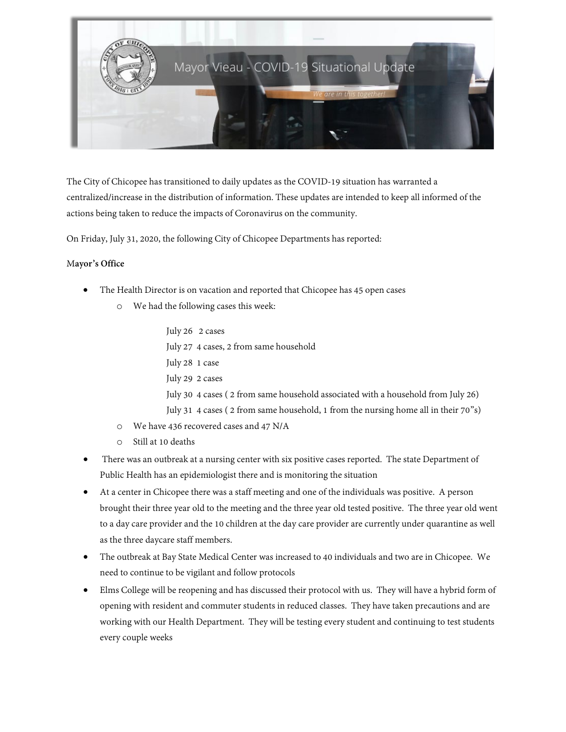Mayor Vieau - COVID-19 Situational Update

*We are in this together!*

The City of Chicopee has transitioned to daily updates as the COVID-19 situation has warranted a centralized/increase in the distribution of information. These updates are intended to keep all informed of the actions being taken to reduce the impacts of Coronavirus on the community.

On Friday, July 31, 2020, the following City of Chicopee Departments has reported:

**Mayor's Office**

- The Health Director is on vacation and reported that Chicopee has 45 open cases
  - We had the following cases this week:

    July 26 2 cases
    July 27 4 cases, 2 from same household
    July 28 1 case
    July 29 2 cases
    July 30 4 cases ( 2 from same household associated with a household from July 26)
    July 31 4 cases ( 2 from same household, 1 from the nursing home all in their 70"s)

  - We have 436 recovered cases and 47 N/A
  - Still at 10 deaths
- There was an outbreak at a nursing center with six positive cases reported. The state Department of Public Health has an epidemiologist there and is monitoring the situation
- At a center in Chicopee there was a staff meeting and one of the individuals was positive. A person brought their three year old to the meeting and the three year old tested positive. The three year old went to a day care provider and the 10 children at the day care provider are currently under quarantine as well as the three daycare staff members.
- The outbreak at Bay State Medical Center was increased to 40 individuals and two are in Chicopee. We need to continue to be vigilant and follow protocols
- Elms College will be reopening and has discussed their protocol with us. They will have a hybrid form of opening with resident and commuter students in reduced classes. They have taken precautions and are working with our Health Department. They will be testing every student and continuing to test students every couple weeks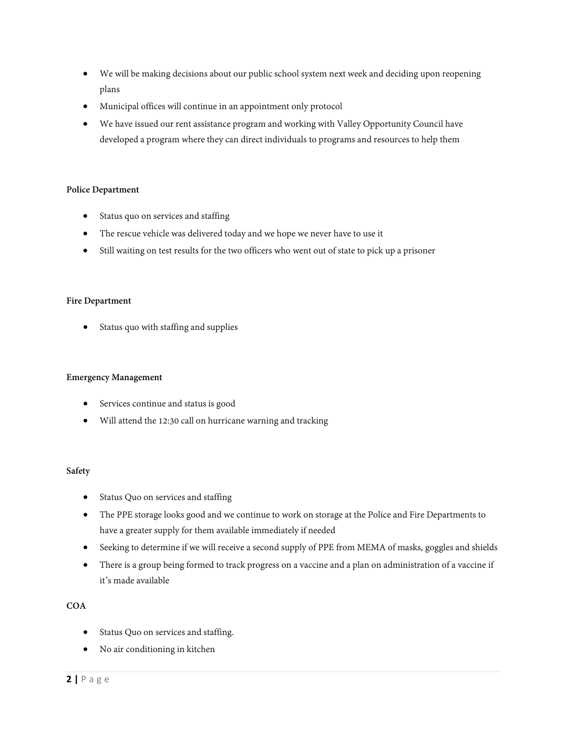- We will be making decisions about our public school system next week and deciding upon reopening plans
- Municipal offices will continue in an appointment only protocol
- We have issued our rent assistance program and working with Valley Opportunity Council have developed a program where they can direct individuals to programs and resources to help them

**Police Department**

- Status quo on services and staffing
- The rescue vehicle was delivered today and we hope we never have to use it
- Still waiting on test results for the two officers who went out of state to pick up a prisoner

**Fire Department**

- Status quo with staffing and supplies

**Emergency Management**

- Services continue and status is good
- Will attend the 12:30 call on hurricane warning and tracking

**Safety**

- Status Quo on services and staffing
- The PPE storage looks good and we continue to work on storage at the Police and Fire Departments to have a greater supply for them available immediately if needed
- Seeking to determine if we will receive a second supply of PPE from MEMA of masks, goggles and shields
- There is a group being formed to track progress on a vaccine and a plan on administration of a vaccine if it's made available

**COA**

- Status Quo on services and staffing.
- No air conditioning in kitchen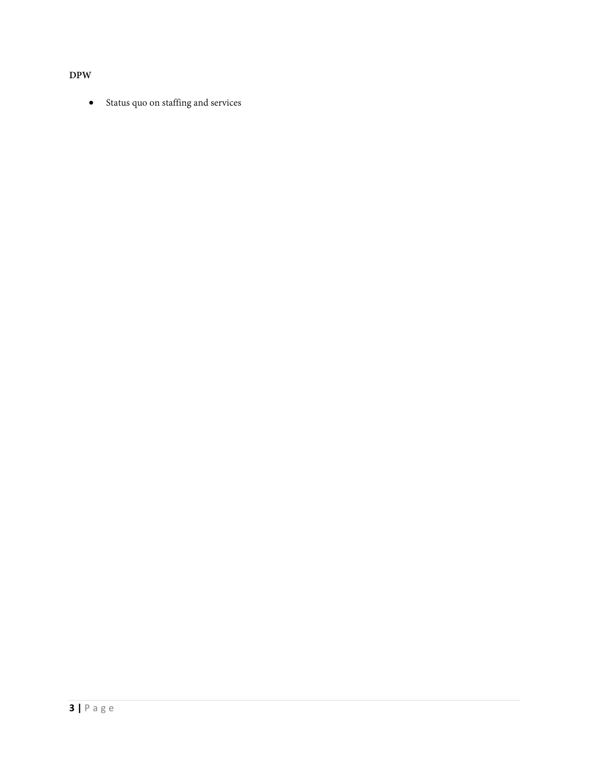**DPW**

- Status quo on staffing and services